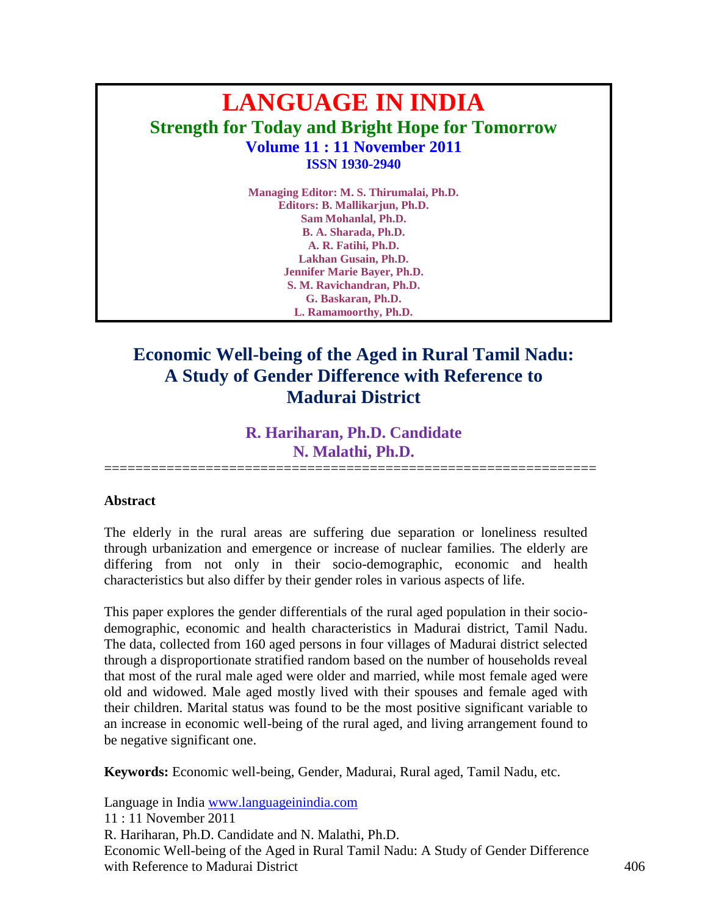# LANGUAGE IN INDIA

## Strength for Today and Bright Hope for Tomorrow

**Volume 11 : 11 November 2011**

**ISSN 1930-2940**

**Managing Editor: M. S. Thirumalai, Ph.D.**
**Editors: B. Mallikarjun, Ph.D.**
**Sam Mohanlal, Ph.D.**
**B. A. Sharada, Ph.D.**
**A. R. Fatihi, Ph.D.**
**Lakhan Gusain, Ph.D.**
**Jennifer Marie Bayer, Ph.D.**
**S. M. Ravichandran, Ph.D.**
**G. Baskaran, Ph.D.**
**L. Ramamoorthy, Ph.D.**

# Economic Well-being of the Aged in Rural Tamil Nadu: A Study of Gender Difference with Reference to Madurai District

**R. Hariharan, Ph.D. Candidate**
**N. Malathi, Ph.D.**

==============================================================

### Abstract

The elderly in the rural areas are suffering due separation or loneliness resulted through urbanization and emergence or increase of nuclear families. The elderly are differing from not only in their socio-demographic, economic and health characteristics but also differ by their gender roles in various aspects of life.

This paper explores the gender differentials of the rural aged population in their socio-demographic, economic and health characteristics in Madurai district, Tamil Nadu. The data, collected from 160 aged persons in four villages of Madurai district selected through a disproportionate stratified random based on the number of households reveal that most of the rural male aged were older and married, while most female aged were old and widowed. Male aged mostly lived with their spouses and female aged with their children. Marital status was found to be the most positive significant variable to an increase in economic well-being of the rural aged, and living arrangement found to be negative significant one.

**Keywords:** Economic well-being, Gender, Madurai, Rural aged, Tamil Nadu, etc.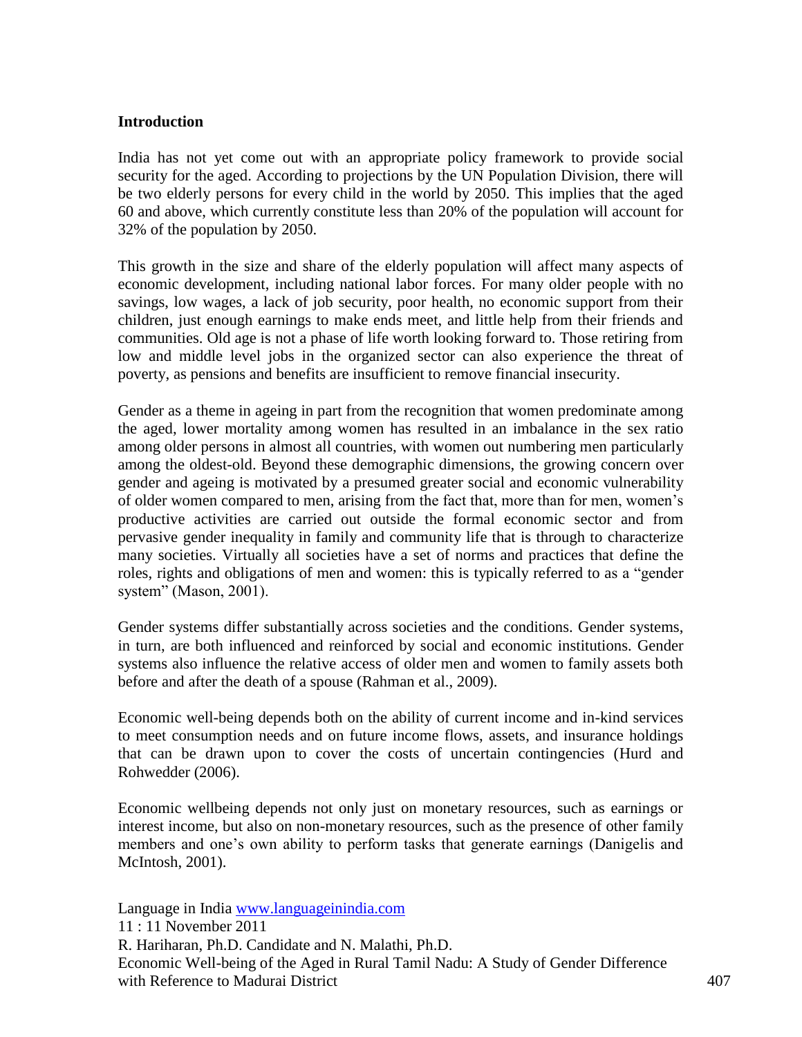## Introduction

India has not yet come out with an appropriate policy framework to provide social security for the aged. According to projections by the UN Population Division, there will be two elderly persons for every child in the world by 2050. This implies that the aged 60 and above, which currently constitute less than 20% of the population will account for 32% of the population by 2050.

This growth in the size and share of the elderly population will affect many aspects of economic development, including national labor forces. For many older people with no savings, low wages, a lack of job security, poor health, no economic support from their children, just enough earnings to make ends meet, and little help from their friends and communities. Old age is not a phase of life worth looking forward to. Those retiring from low and middle level jobs in the organized sector can also experience the threat of poverty, as pensions and benefits are insufficient to remove financial insecurity.

Gender as a theme in ageing in part from the recognition that women predominate among the aged, lower mortality among women has resulted in an imbalance in the sex ratio among older persons in almost all countries, with women out numbering men particularly among the oldest-old. Beyond these demographic dimensions, the growing concern over gender and ageing is motivated by a presumed greater social and economic vulnerability of older women compared to men, arising from the fact that, more than for men, women's productive activities are carried out outside the formal economic sector and from pervasive gender inequality in family and community life that is through to characterize many societies. Virtually all societies have a set of norms and practices that define the roles, rights and obligations of men and women: this is typically referred to as a "gender system" (Mason, 2001).

Gender systems differ substantially across societies and the conditions. Gender systems, in turn, are both influenced and reinforced by social and economic institutions. Gender systems also influence the relative access of older men and women to family assets both before and after the death of a spouse (Rahman et al., 2009).

Economic well-being depends both on the ability of current income and in-kind services to meet consumption needs and on future income flows, assets, and insurance holdings that can be drawn upon to cover the costs of uncertain contingencies (Hurd and Rohwedder (2006).

Economic wellbeing depends not only just on monetary resources, such as earnings or interest income, but also on non-monetary resources, such as the presence of other family members and one's own ability to perform tasks that generate earnings (Danigelis and McIntosh, 2001).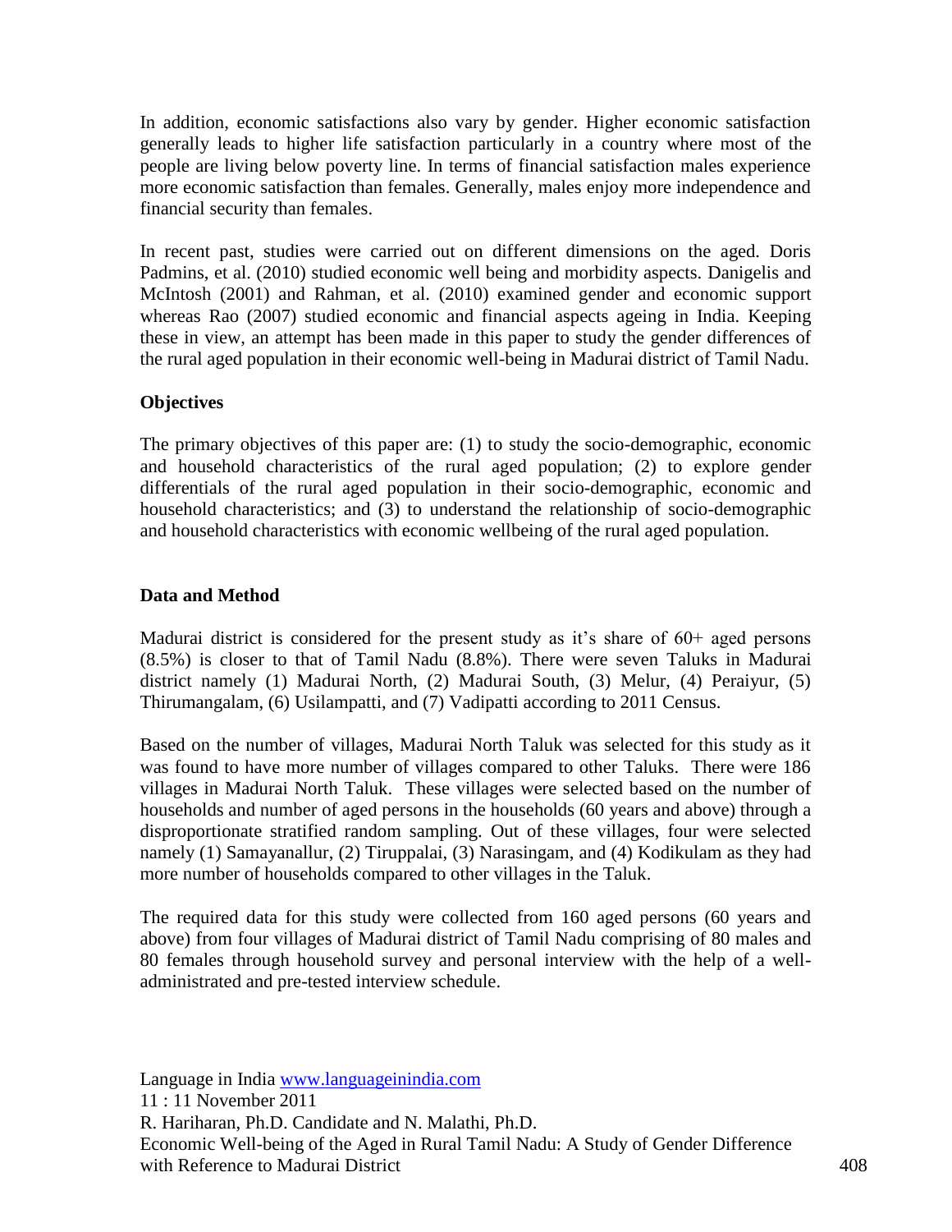In addition, economic satisfactions also vary by gender. Higher economic satisfaction generally leads to higher life satisfaction particularly in a country where most of the people are living below poverty line. In terms of financial satisfaction males experience more economic satisfaction than females. Generally, males enjoy more independence and financial security than females.

In recent past, studies were carried out on different dimensions on the aged. Doris Padmins, et al. (2010) studied economic well being and morbidity aspects. Danigelis and McIntosh (2001) and Rahman, et al. (2010) examined gender and economic support whereas Rao (2007) studied economic and financial aspects ageing in India. Keeping these in view, an attempt has been made in this paper to study the gender differences of the rural aged population in their economic well-being in Madurai district of Tamil Nadu.

## Objectives

The primary objectives of this paper are: (1) to study the socio-demographic, economic and household characteristics of the rural aged population; (2) to explore gender differentials of the rural aged population in their socio-demographic, economic and household characteristics; and (3) to understand the relationship of socio-demographic and household characteristics with economic wellbeing of the rural aged population.

## Data and Method

Madurai district is considered for the present study as it's share of 60+ aged persons (8.5%) is closer to that of Tamil Nadu (8.8%). There were seven Taluks in Madurai district namely (1) Madurai North, (2) Madurai South, (3) Melur, (4) Peraiyur, (5) Thirumangalam, (6) Usilampatti, and (7) Vadipatti according to 2011 Census.

Based on the number of villages, Madurai North Taluk was selected for this study as it was found to have more number of villages compared to other Taluks. There were 186 villages in Madurai North Taluk. These villages were selected based on the number of households and number of aged persons in the households (60 years and above) through a disproportionate stratified random sampling. Out of these villages, four were selected namely (1) Samayanallur, (2) Tiruppalai, (3) Narasingam, and (4) Kodikulam as they had more number of households compared to other villages in the Taluk.

The required data for this study were collected from 160 aged persons (60 years and above) from four villages of Madurai district of Tamil Nadu comprising of 80 males and 80 females through household survey and personal interview with the help of a well-administrated and pre-tested interview schedule.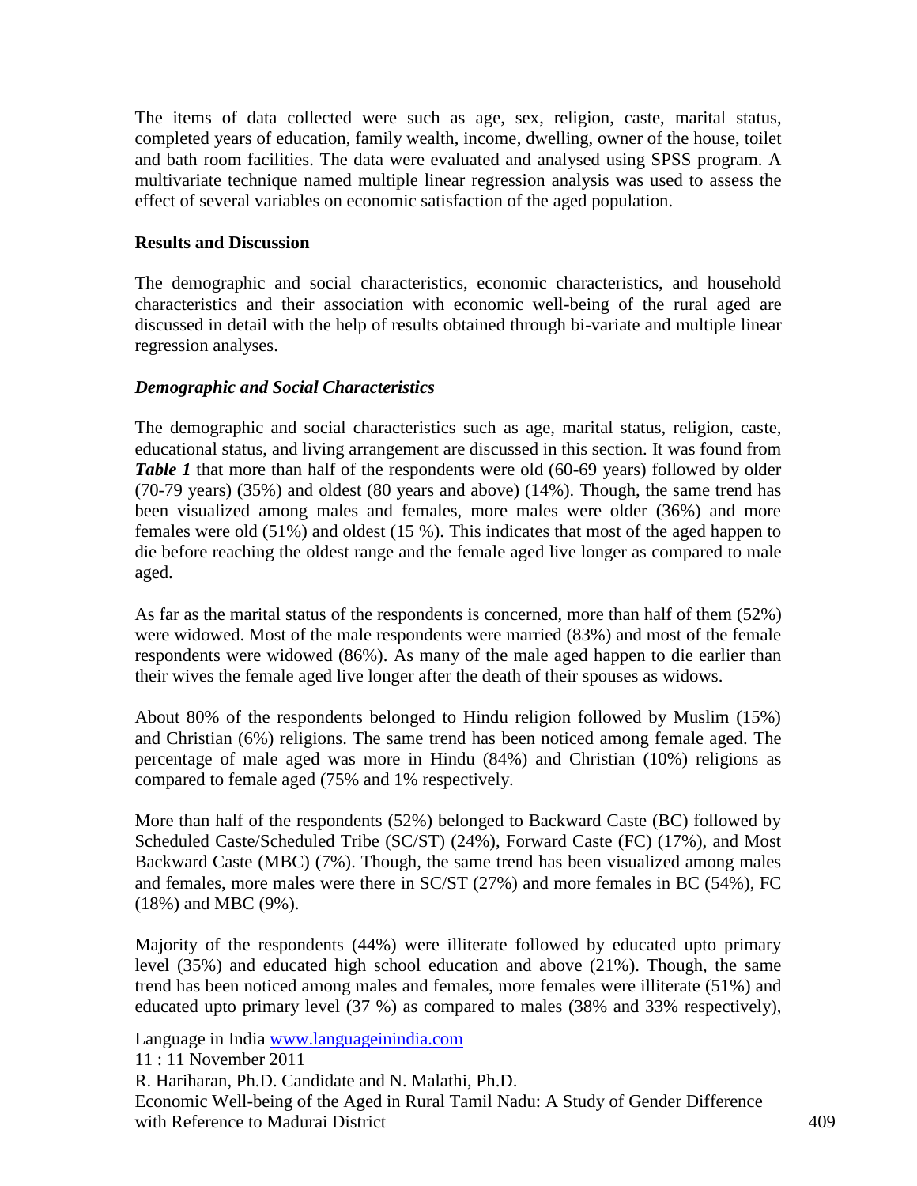The items of data collected were such as age, sex, religion, caste, marital status, completed years of education, family wealth, income, dwelling, owner of the house, toilet and bath room facilities. The data were evaluated and analysed using SPSS program. A multivariate technique named multiple linear regression analysis was used to assess the effect of several variables on economic satisfaction of the aged population.

**Results and Discussion**

The demographic and social characteristics, economic characteristics, and household characteristics and their association with economic well-being of the rural aged are discussed in detail with the help of results obtained through bi-variate and multiple linear regression analyses.

***Demographic and Social Characteristics***

The demographic and social characteristics such as age, marital status, religion, caste, educational status, and living arrangement are discussed in this section. It was found from ***Table 1*** that more than half of the respondents were old (60-69 years) followed by older (70-79 years) (35%) and oldest (80 years and above) (14%). Though, the same trend has been visualized among males and females, more males were older (36%) and more females were old (51%) and oldest (15 %). This indicates that most of the aged happen to die before reaching the oldest range and the female aged live longer as compared to male aged.

As far as the marital status of the respondents is concerned, more than half of them (52%) were widowed. Most of the male respondents were married (83%) and most of the female respondents were widowed (86%). As many of the male aged happen to die earlier than their wives the female aged live longer after the death of their spouses as widows.

About 80% of the respondents belonged to Hindu religion followed by Muslim (15%) and Christian (6%) religions. The same trend has been noticed among female aged. The percentage of male aged was more in Hindu (84%) and Christian (10%) religions as compared to female aged (75% and 1% respectively.

More than half of the respondents (52%) belonged to Backward Caste (BC) followed by Scheduled Caste/Scheduled Tribe (SC/ST) (24%), Forward Caste (FC) (17%), and Most Backward Caste (MBC) (7%). Though, the same trend has been visualized among males and females, more males were there in SC/ST (27%) and more females in BC (54%), FC (18%) and MBC (9%).

Majority of the respondents (44%) were illiterate followed by educated upto primary level (35%) and educated high school education and above (21%). Though, the same trend has been noticed among males and females, more females were illiterate (51%) and educated upto primary level (37 %) as compared to males (38% and 33% respectively),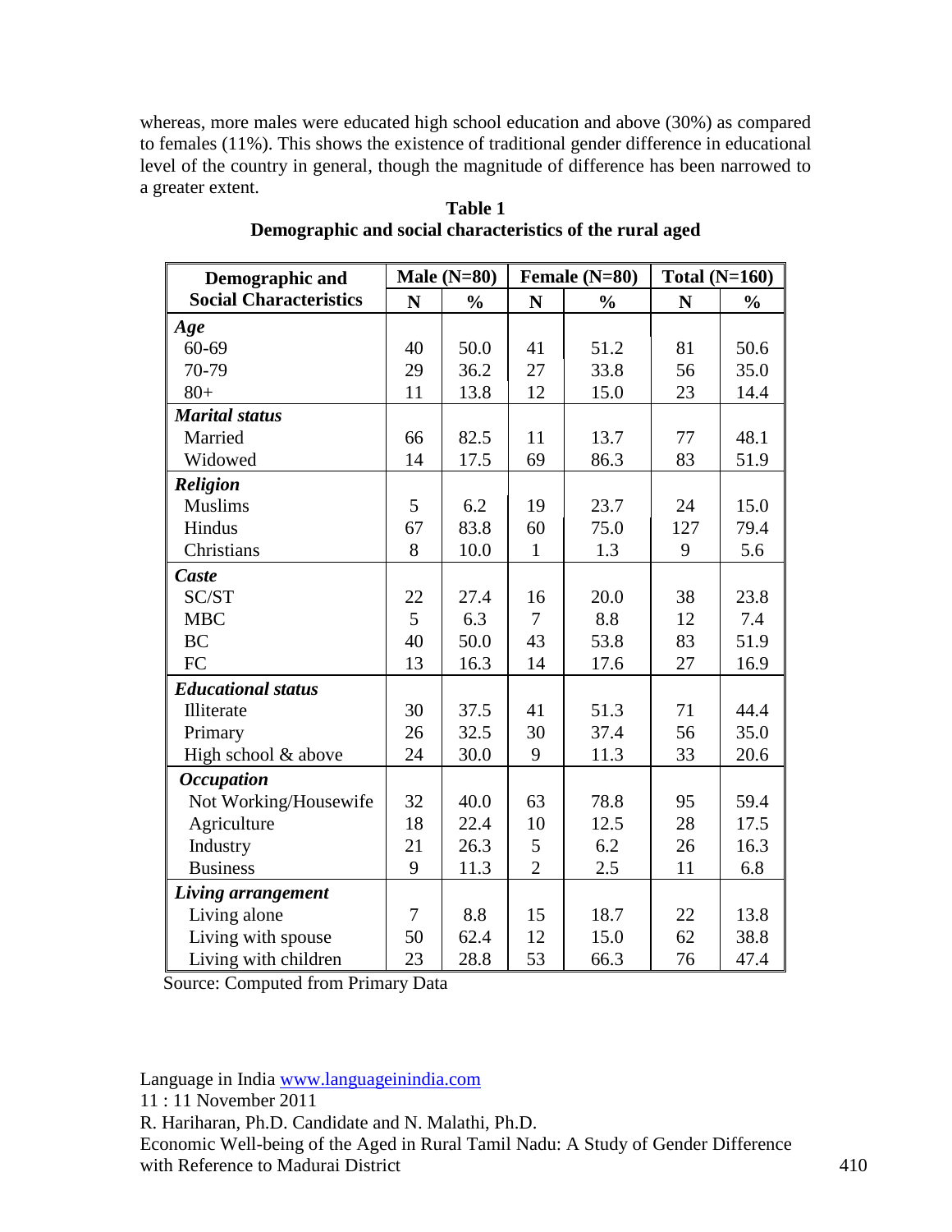whereas, more males were educated high school education and above (30%) as compared to females (11%). This shows the existence of traditional gender difference in educational level of the country in general, though the magnitude of difference has been narrowed to a greater extent.

**Table 1**
**Demographic and social characteristics of the rural aged**

| Demographic and Social Characteristics | Male (N=80) | | Female (N=80) | | Total (N=160) | |
|---|---|---|---|---|---|---|
| | N | % | N | % | N | % |
| ***Age*** | | | | | | |
| 60-69 | 40 | 50.0 | 41 | 51.2 | 81 | 50.6 |
| 70-79 | 29 | 36.2 | 27 | 33.8 | 56 | 35.0 |
| 80+ | 11 | 13.8 | 12 | 15.0 | 23 | 14.4 |
| ***Marital status*** | | | | | | |
| Married | 66 | 82.5 | 11 | 13.7 | 77 | 48.1 |
| Widowed | 14 | 17.5 | 69 | 86.3 | 83 | 51.9 |
| ***Religion*** | | | | | | |
| Muslims | 5 | 6.2 | 19 | 23.7 | 24 | 15.0 |
| Hindus | 67 | 83.8 | 60 | 75.0 | 127 | 79.4 |
| Christians | 8 | 10.0 | 1 | 1.3 | 9 | 5.6 |
| ***Caste*** | | | | | | |
| SC/ST | 22 | 27.4 | 16 | 20.0 | 38 | 23.8 |
| MBC | 5 | 6.3 | 7 | 8.8 | 12 | 7.4 |
| BC | 40 | 50.0 | 43 | 53.8 | 83 | 51.9 |
| FC | 13 | 16.3 | 14 | 17.6 | 27 | 16.9 |
| ***Educational status*** | | | | | | |
| Illiterate | 30 | 37.5 | 41 | 51.3 | 71 | 44.4 |
| Primary | 26 | 32.5 | 30 | 37.4 | 56 | 35.0 |
| High school & above | 24 | 30.0 | 9 | 11.3 | 33 | 20.6 |
| ***Occupation*** | | | | | | |
| Not Working/Housewife | 32 | 40.0 | 63 | 78.8 | 95 | 59.4 |
| Agriculture | 18 | 22.4 | 10 | 12.5 | 28 | 17.5 |
| Industry | 21 | 26.3 | 5 | 6.2 | 26 | 16.3 |
| Business | 9 | 11.3 | 2 | 2.5 | 11 | 6.8 |
| ***Living arrangement*** | | | | | | |
| Living alone | 7 | 8.8 | 15 | 18.7 | 22 | 13.8 |
| Living with spouse | 50 | 62.4 | 12 | 15.0 | 62 | 38.8 |
| Living with children | 23 | 28.8 | 53 | 66.3 | 76 | 47.4 |

Source: Computed from Primary Data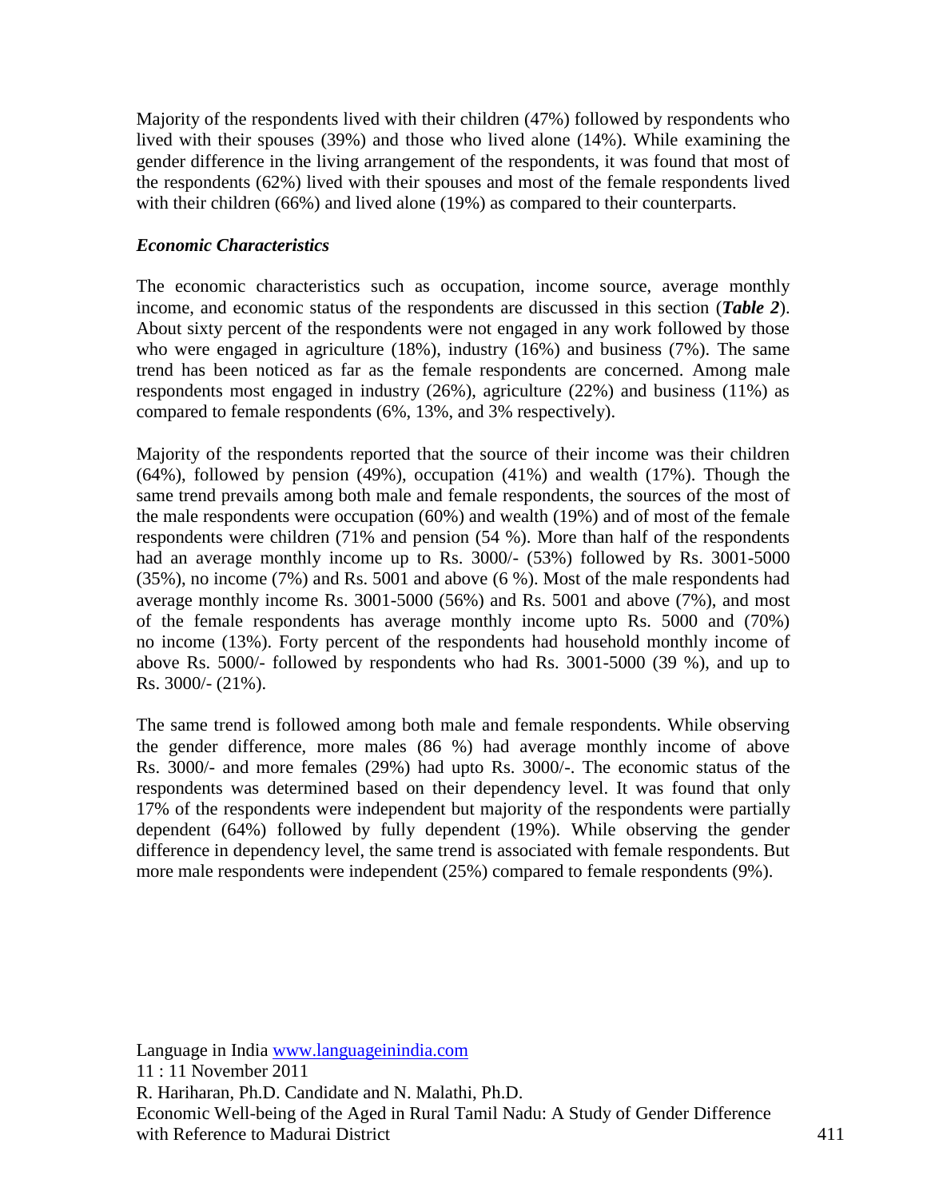Majority of the respondents lived with their children (47%) followed by respondents who lived with their spouses (39%) and those who lived alone (14%). While examining the gender difference in the living arrangement of the respondents, it was found that most of the respondents (62%) lived with their spouses and most of the female respondents lived with their children (66%) and lived alone (19%) as compared to their counterparts.

### *Economic Characteristics*

The economic characteristics such as occupation, income source, average monthly income, and economic status of the respondents are discussed in this section (***Table 2***). About sixty percent of the respondents were not engaged in any work followed by those who were engaged in agriculture (18%), industry (16%) and business (7%). The same trend has been noticed as far as the female respondents are concerned. Among male respondents most engaged in industry (26%), agriculture (22%) and business (11%) as compared to female respondents (6%, 13%, and 3% respectively).

Majority of the respondents reported that the source of their income was their children (64%), followed by pension (49%), occupation (41%) and wealth (17%). Though the same trend prevails among both male and female respondents, the sources of the most of the male respondents were occupation (60%) and wealth (19%) and of most of the female respondents were children (71% and pension (54 %). More than half of the respondents had an average monthly income up to Rs. 3000/- (53%) followed by Rs. 3001-5000 (35%), no income (7%) and Rs. 5001 and above (6 %). Most of the male respondents had average monthly income Rs. 3001-5000 (56%) and Rs. 5001 and above (7%), and most of the female respondents has average monthly income upto Rs. 5000 and (70%) no income (13%). Forty percent of the respondents had household monthly income of above Rs. 5000/- followed by respondents who had Rs. 3001-5000 (39 %), and up to Rs. 3000/- (21%).

The same trend is followed among both male and female respondents. While observing the gender difference, more males (86 %) had average monthly income of above Rs. 3000/- and more females (29%) had upto Rs. 3000/-. The economic status of the respondents was determined based on their dependency level. It was found that only 17% of the respondents were independent but majority of the respondents were partially dependent (64%) followed by fully dependent (19%). While observing the gender difference in dependency level, the same trend is associated with female respondents. But more male respondents were independent (25%) compared to female respondents (9%).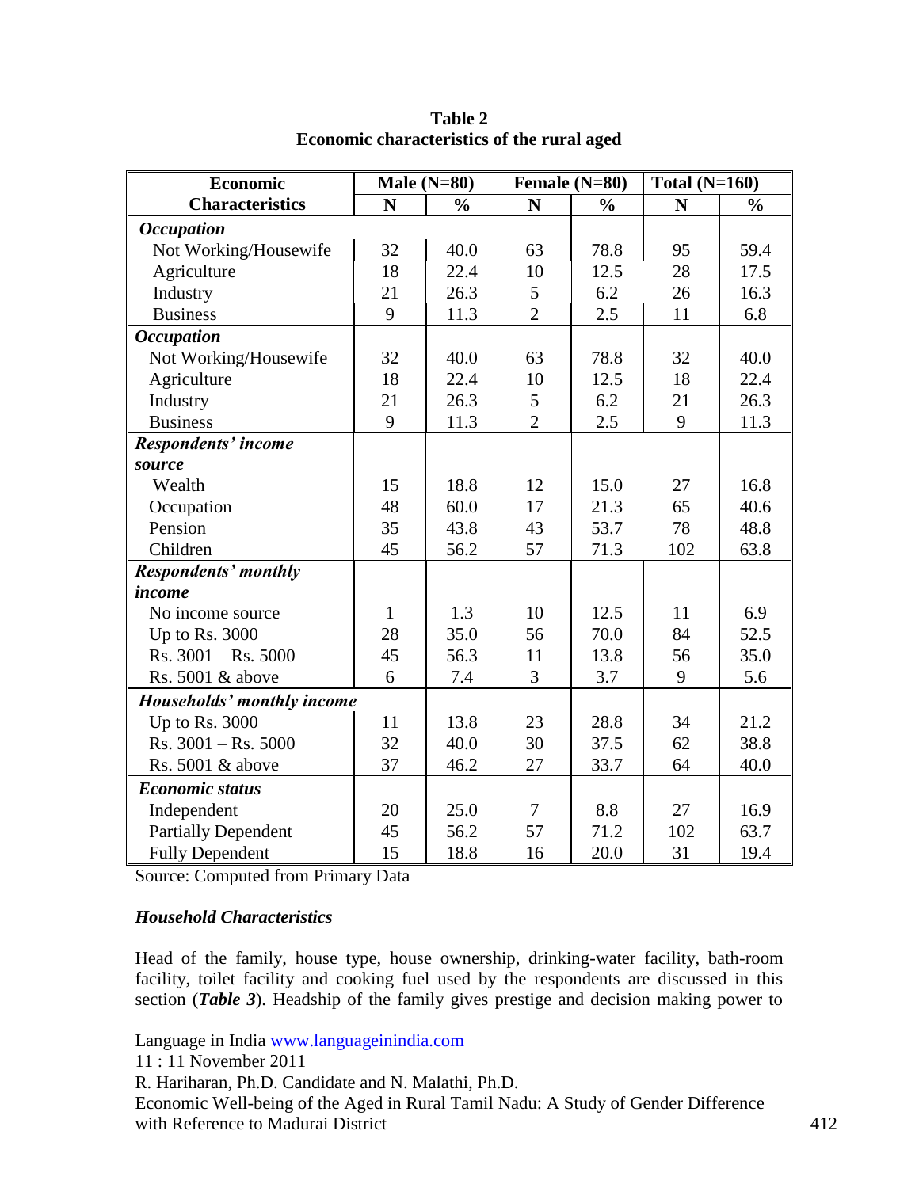**Table 2**
**Economic characteristics of the rural aged**

| Economic Characteristics | Male (N=80) | | Female (N=80) | | Total (N=160) | |
|---|---|---|---|---|---|---|
| | N | % | N | % | N | % |
| ***Occupation*** | | | | | | |
| Not Working/Housewife | 32 | 40.0 | 63 | 78.8 | 95 | 59.4 |
| Agriculture | 18 | 22.4 | 10 | 12.5 | 28 | 17.5 |
| Industry | 21 | 26.3 | 5 | 6.2 | 26 | 16.3 |
| Business | 9 | 11.3 | 2 | 2.5 | 11 | 6.8 |
| ***Occupation*** | | | | | | |
| Not Working/Housewife | 32 | 40.0 | 63 | 78.8 | 32 | 40.0 |
| Agriculture | 18 | 22.4 | 10 | 12.5 | 18 | 22.4 |
| Industry | 21 | 26.3 | 5 | 6.2 | 21 | 26.3 |
| Business | 9 | 11.3 | 2 | 2.5 | 9 | 11.3 |
| ***Respondents' income source*** | | | | | | |
| Wealth | 15 | 18.8 | 12 | 15.0 | 27 | 16.8 |
| Occupation | 48 | 60.0 | 17 | 21.3 | 65 | 40.6 |
| Pension | 35 | 43.8 | 43 | 53.7 | 78 | 48.8 |
| Children | 45 | 56.2 | 57 | 71.3 | 102 | 63.8 |
| ***Respondents' monthly income*** | | | | | | |
| No income source | 1 | 1.3 | 10 | 12.5 | 11 | 6.9 |
| Up to Rs. 3000 | 28 | 35.0 | 56 | 70.0 | 84 | 52.5 |
| Rs. 3001 – Rs. 5000 | 45 | 56.3 | 11 | 13.8 | 56 | 35.0 |
| Rs. 5001 & above | 6 | 7.4 | 3 | 3.7 | 9 | 5.6 |
| ***Households' monthly income*** | | | | | | |
| Up to Rs. 3000 | 11 | 13.8 | 23 | 28.8 | 34 | 21.2 |
| Rs. 3001 – Rs. 5000 | 32 | 40.0 | 30 | 37.5 | 62 | 38.8 |
| Rs. 5001 & above | 37 | 46.2 | 27 | 33.7 | 64 | 40.0 |
| ***Economic status*** | | | | | | |
| Independent | 20 | 25.0 | 7 | 8.8 | 27 | 16.9 |
| Partially Dependent | 45 | 56.2 | 57 | 71.2 | 102 | 63.7 |
| Fully Dependent | 15 | 18.8 | 16 | 20.0 | 31 | 19.4 |

Source: Computed from Primary Data

### *Household Characteristics*

Head of the family, house type, house ownership, drinking-water facility, bath-room facility, toilet facility and cooking fuel used by the respondents are discussed in this section (***Table 3***). Headship of the family gives prestige and decision making power to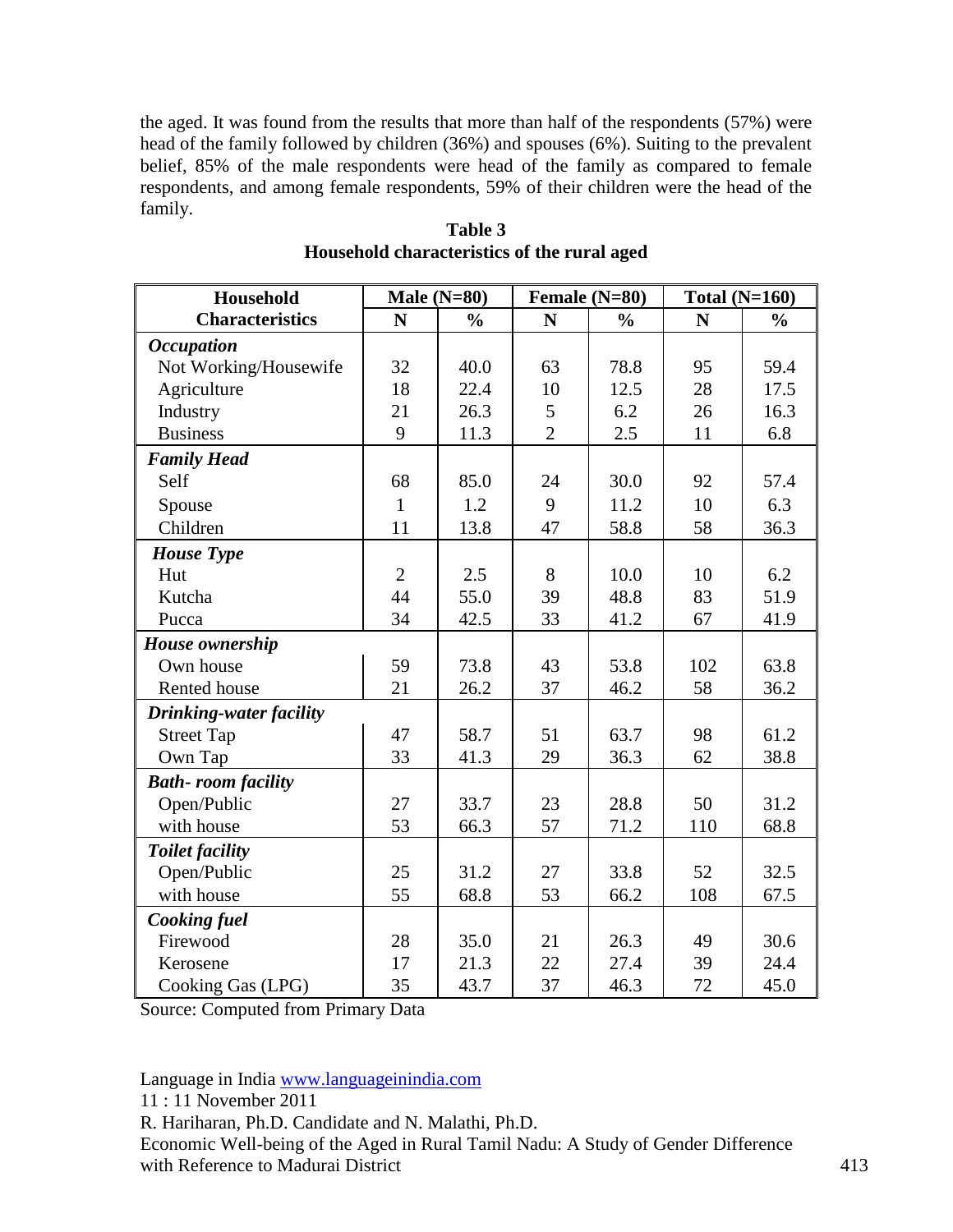the aged. It was found from the results that more than half of the respondents (57%) were head of the family followed by children (36%) and spouses (6%). Suiting to the prevalent belief, 85% of the male respondents were head of the family as compared to female respondents, and among female respondents, 59% of their children were the head of the family.

**Table 3**
**Household characteristics of the rural aged**

| Household Characteristics | Male (N=80) | | Female (N=80) | | Total (N=160) | |
|---|---|---|---|---|---|---|
| | N | % | N | % | N | % |
| ***Occupation*** | | | | | | |
| Not Working/Housewife | 32 | 40.0 | 63 | 78.8 | 95 | 59.4 |
| Agriculture | 18 | 22.4 | 10 | 12.5 | 28 | 17.5 |
| Industry | 21 | 26.3 | 5 | 6.2 | 26 | 16.3 |
| Business | 9 | 11.3 | 2 | 2.5 | 11 | 6.8 |
| ***Family Head*** | | | | | | |
| Self | 68 | 85.0 | 24 | 30.0 | 92 | 57.4 |
| Spouse | 1 | 1.2 | 9 | 11.2 | 10 | 6.3 |
| Children | 11 | 13.8 | 47 | 58.8 | 58 | 36.3 |
| ***House Type*** | | | | | | |
| Hut | 2 | 2.5 | 8 | 10.0 | 10 | 6.2 |
| Kutcha | 44 | 55.0 | 39 | 48.8 | 83 | 51.9 |
| Pucca | 34 | 42.5 | 33 | 41.2 | 67 | 41.9 |
| ***House ownership*** | | | | | | |
| Own house | 59 | 73.8 | 43 | 53.8 | 102 | 63.8 |
| Rented house | 21 | 26.2 | 37 | 46.2 | 58 | 36.2 |
| ***Drinking-water facility*** | | | | | | |
| Street Tap | 47 | 58.7 | 51 | 63.7 | 98 | 61.2 |
| Own Tap | 33 | 41.3 | 29 | 36.3 | 62 | 38.8 |
| ***Bath- room facility*** | | | | | | |
| Open/Public | 27 | 33.7 | 23 | 28.8 | 50 | 31.2 |
| with house | 53 | 66.3 | 57 | 71.2 | 110 | 68.8 |
| ***Toilet facility*** | | | | | | |
| Open/Public | 25 | 31.2 | 27 | 33.8 | 52 | 32.5 |
| with house | 55 | 68.8 | 53 | 66.2 | 108 | 67.5 |
| ***Cooking fuel*** | | | | | | |
| Firewood | 28 | 35.0 | 21 | 26.3 | 49 | 30.6 |
| Kerosene | 17 | 21.3 | 22 | 27.4 | 39 | 24.4 |
| Cooking Gas (LPG) | 35 | 43.7 | 37 | 46.3 | 72 | 45.0 |

Source: Computed from Primary Data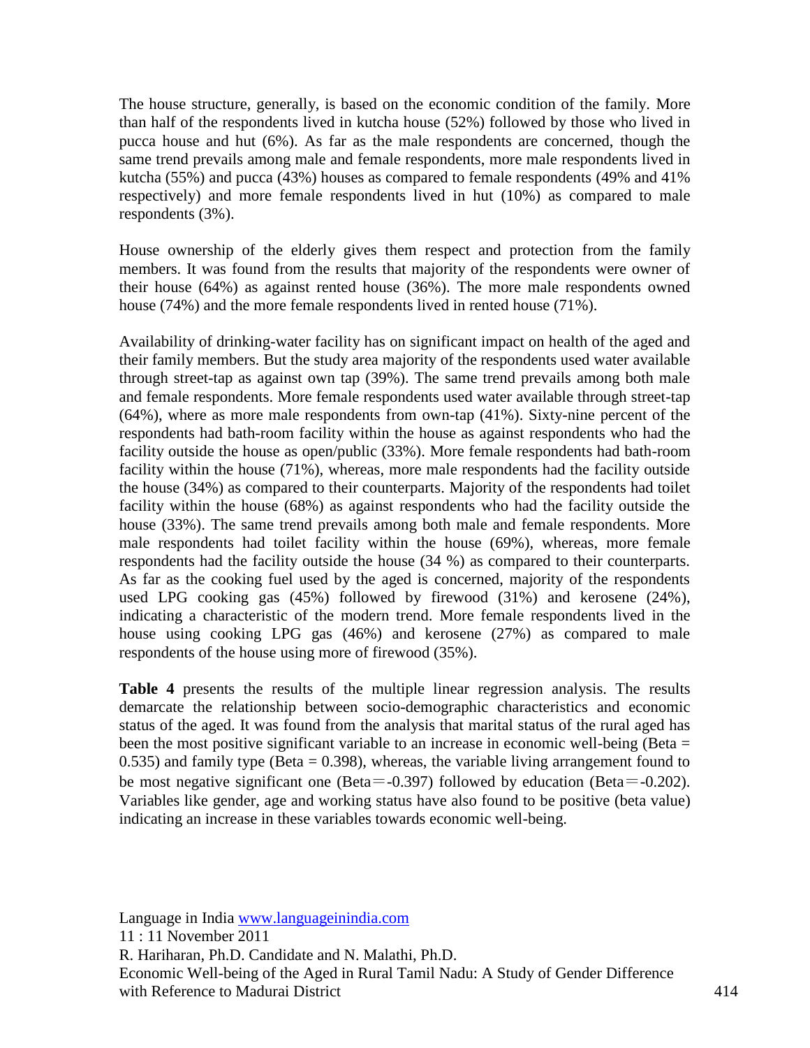The house structure, generally, is based on the economic condition of the family. More than half of the respondents lived in kutcha house (52%) followed by those who lived in pucca house and hut (6%). As far as the male respondents are concerned, though the same trend prevails among male and female respondents, more male respondents lived in kutcha (55%) and pucca (43%) houses as compared to female respondents (49% and 41% respectively) and more female respondents lived in hut (10%) as compared to male respondents (3%).

House ownership of the elderly gives them respect and protection from the family members. It was found from the results that majority of the respondents were owner of their house (64%) as against rented house (36%). The more male respondents owned house (74%) and the more female respondents lived in rented house (71%).

Availability of drinking-water facility has on significant impact on health of the aged and their family members. But the study area majority of the respondents used water available through street-tap as against own tap (39%). The same trend prevails among both male and female respondents. More female respondents used water available through street-tap (64%), where as more male respondents from own-tap (41%). Sixty-nine percent of the respondents had bath-room facility within the house as against respondents who had the facility outside the house as open/public (33%). More female respondents had bath-room facility within the house (71%), whereas, more male respondents had the facility outside the house (34%) as compared to their counterparts. Majority of the respondents had toilet facility within the house (68%) as against respondents who had the facility outside the house (33%). The same trend prevails among both male and female respondents. More male respondents had toilet facility within the house (69%), whereas, more female respondents had the facility outside the house (34 %) as compared to their counterparts. As far as the cooking fuel used by the aged is concerned, majority of the respondents used LPG cooking gas (45%) followed by firewood (31%) and kerosene (24%), indicating a characteristic of the modern trend. More female respondents lived in the house using cooking LPG gas (46%) and kerosene (27%) as compared to male respondents of the house using more of firewood (35%).

**Table 4** presents the results of the multiple linear regression analysis. The results demarcate the relationship between socio-demographic characteristics and economic status of the aged. It was found from the analysis that marital status of the rural aged has been the most positive significant variable to an increase in economic well-being (Beta = 0.535) and family type (Beta = 0.398), whereas, the variable living arrangement found to be most negative significant one (Beta＝-0.397) followed by education (Beta＝-0.202). Variables like gender, age and working status have also found to be positive (beta value) indicating an increase in these variables towards economic well-being.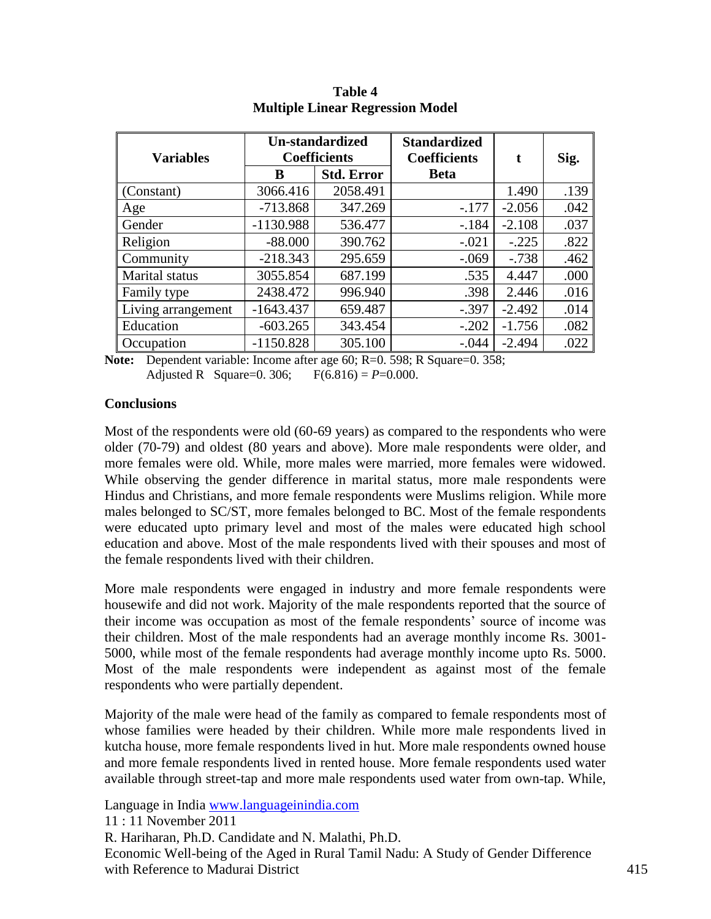**Table 4**
**Multiple Linear Regression Model**

| Variables | Un-standardized Coefficients | | Standardized Coefficients | t | Sig. |
|---|---|---|---|---|---|
| | B | Std. Error | Beta | | |
| (Constant) | 3066.416 | 2058.491 | | 1.490 | .139 |
| Age | -713.868 | 347.269 | -.177 | -2.056 | .042 |
| Gender | -1130.988 | 536.477 | -.184 | -2.108 | .037 |
| Religion | -88.000 | 390.762 | -.021 | -.225 | .822 |
| Community | -218.343 | 295.659 | -.069 | -.738 | .462 |
| Marital status | 3055.854 | 687.199 | .535 | 4.447 | .000 |
| Family type | 2438.472 | 996.940 | .398 | 2.446 | .016 |
| Living arrangement | -1643.437 | 659.487 | -.397 | -2.492 | .014 |
| Education | -603.265 | 343.454 | -.202 | -1.756 | .082 |
| Occupation | -1150.828 | 305.100 | -.044 | -2.494 | .022 |

**Note:** Dependent variable: Income after age 60; R=0. 598; R Square=0. 358; Adjusted R Square=0. 306; $F(6.816) = P$=0.000.

### Conclusions

Most of the respondents were old (60-69 years) as compared to the respondents who were older (70-79) and oldest (80 years and above). More male respondents were older, and more females were old. While, more males were married, more females were widowed. While observing the gender difference in marital status, more male respondents were Hindus and Christians, and more female respondents were Muslims religion. While more males belonged to SC/ST, more females belonged to BC. Most of the female respondents were educated upto primary level and most of the males were educated high school education and above. Most of the male respondents lived with their spouses and most of the female respondents lived with their children.

More male respondents were engaged in industry and more female respondents were housewife and did not work. Majority of the male respondents reported that the source of their income was occupation as most of the female respondents' source of income was their children. Most of the male respondents had an average monthly income Rs. 3001-5000, while most of the female respondents had average monthly income upto Rs. 5000. Most of the male respondents were independent as against most of the female respondents who were partially dependent.

Majority of the male were head of the family as compared to female respondents most of whose families were headed by their children. While more male respondents lived in kutcha house, more female respondents lived in hut. More male respondents owned house and more female respondents lived in rented house. More female respondents used water available through street-tap and more male respondents used water from own-tap. While,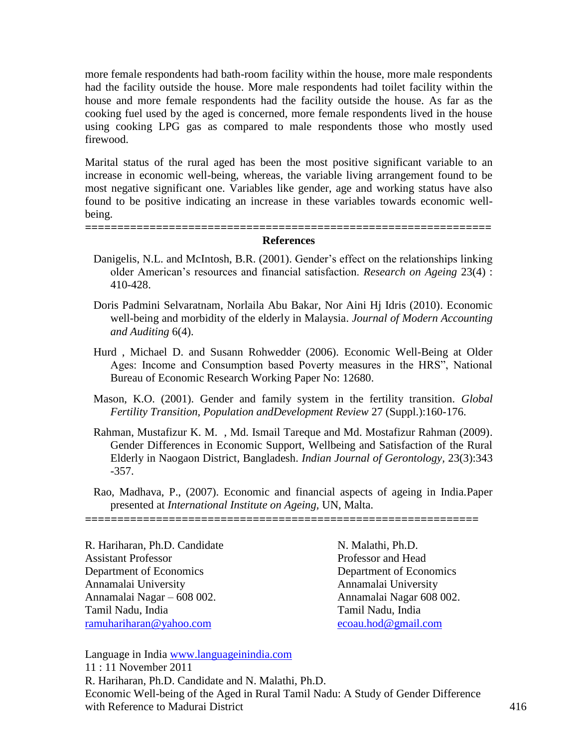more female respondents had bath-room facility within the house, more male respondents had the facility outside the house. More male respondents had toilet facility within the house and more female respondents had the facility outside the house. As far as the cooking fuel used by the aged is concerned, more female respondents lived in the house using cooking LPG gas as compared to male respondents those who mostly used firewood.

Marital status of the rural aged has been the most positive significant variable to an increase in economic well-being, whereas, the variable living arrangement found to be most negative significant one. Variables like gender, age and working status have also found to be positive indicating an increase in these variables towards economic well-being.

==================================================================

## References

Danigelis, N.L. and McIntosh, B.R. (2001). Gender's effect on the relationships linking older American's resources and financial satisfaction. *Research on Ageing* 23(4) : 410-428.

Doris Padmini Selvaratnam, Norlaila Abu Bakar, Nor Aini Hj Idris (2010). Economic well-being and morbidity of the elderly in Malaysia. *Journal of Modern Accounting and Auditing* 6(4).

Hurd , Michael D. and Susann Rohwedder (2006). Economic Well-Being at Older Ages: Income and Consumption based Poverty measures in the HRS", National Bureau of Economic Research Working Paper No: 12680.

Mason, K.O. (2001). Gender and family system in the fertility transition. *Global Fertility Transition, Population andDevelopment Review* 27 (Suppl.):160-176.

Rahman, Mustafizur K. M. , Md. Ismail Tareque and Md. Mostafizur Rahman (2009). Gender Differences in Economic Support, Wellbeing and Satisfaction of the Rural Elderly in Naogaon District, Bangladesh. *Indian Journal of Gerontology*, 23(3):343 -357.

Rao, Madhava, P., (2007). Economic and financial aspects of ageing in India.Paper presented at *International Institute on Ageing*, UN, Malta.

==================================================================

R. Hariharan, Ph.D. Candidate
Assistant Professor
Department of Economics
Annamalai University
Annamalai Nagar – 608 002.
Tamil Nadu, India
ramuhariharan@yahoo.com

N. Malathi, Ph.D.
Professor and Head
Department of Economics
Annamalai University
Annamalai Nagar 608 002.
Tamil Nadu, India
ecoau.hod@gmail.com